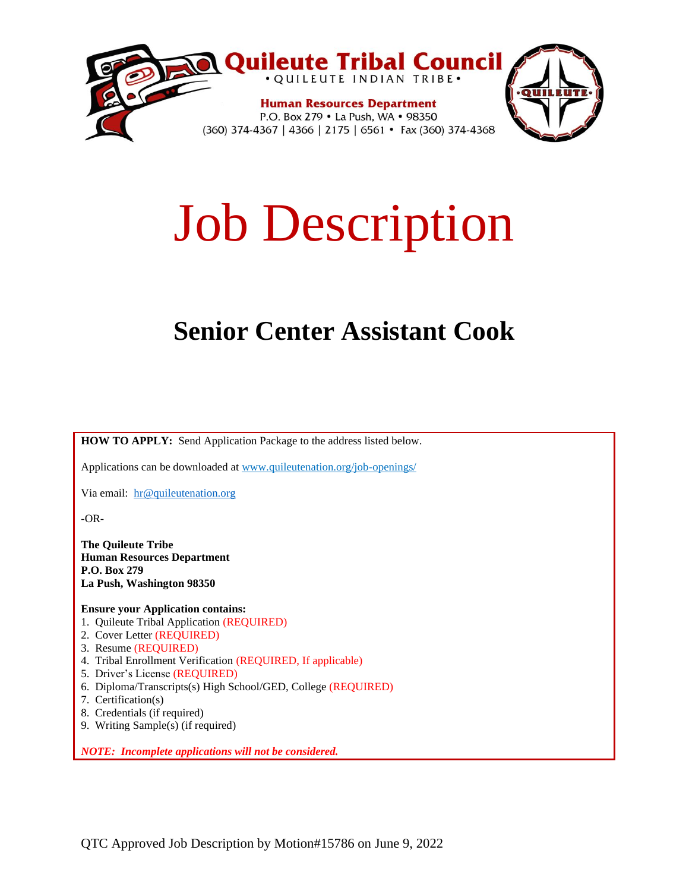**Quileute Tribal Council**
• QUILEUTE INDIAN TRIBE •

**Human Resources Department**
P.O. Box 279 • La Push, WA • 98350
(360) 374-4367 | 4366 | 2175 | 6561 • Fax (360) 374-4368

# Job Description

## Senior Center Assistant Cook

**HOW TO APPLY:** Send Application Package to the address listed below.

Applications can be downloaded at [www.quileutenation.org/job-openings/](http://www.quileutenation.org/job-openings/)

Via email: [hr@quileutenation.org](mailto:hr@quileutenation.org)

-OR-

**The Quileute Tribe**
**Human Resources Department**
**P.O. Box 279**
**La Push, Washington 98350**

**Ensure your Application contains:**

1. Quileute Tribal Application (REQUIRED)
2. Cover Letter (REQUIRED)
3. Resume (REQUIRED)
4. Tribal Enrollment Verification (REQUIRED, If applicable)
5. Driver's License (REQUIRED)
6. Diploma/Transcripts(s) High School/GED, College (REQUIRED)
7. Certification(s)
8. Credentials (if required)
9. Writing Sample(s) (if required)

***NOTE: Incomplete applications will not be considered.***

QTC Approved Job Description by Motion#15786 on June 9, 2022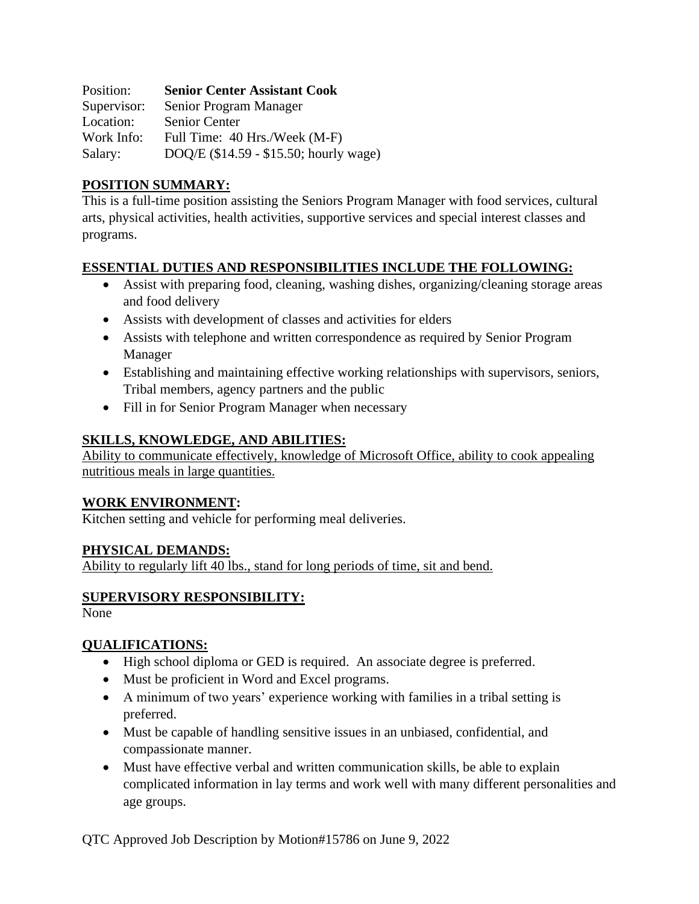Position: **Senior Center Assistant Cook**
Supervisor: Senior Program Manager
Location: Senior Center
Work Info: Full Time: 40 Hrs./Week (M-F)
Salary: DOQ/E ($14.59 - $15.50; hourly wage)

## POSITION SUMMARY:

This is a full-time position assisting the Seniors Program Manager with food services, cultural arts, physical activities, health activities, supportive services and special interest classes and programs.

## ESSENTIAL DUTIES AND RESPONSIBILITIES INCLUDE THE FOLLOWING:

- Assist with preparing food, cleaning, washing dishes, organizing/cleaning storage areas and food delivery
- Assists with development of classes and activities for elders
- Assists with telephone and written correspondence as required by Senior Program Manager
- Establishing and maintaining effective working relationships with supervisors, seniors, Tribal members, agency partners and the public
- Fill in for Senior Program Manager when necessary

## SKILLS, KNOWLEDGE, AND ABILITIES:

Ability to communicate effectively, knowledge of Microsoft Office, ability to cook appealing nutritious meals in large quantities.

## WORK ENVIRONMENT:

Kitchen setting and vehicle for performing meal deliveries.

## PHYSICAL DEMANDS:

Ability to regularly lift 40 lbs., stand for long periods of time, sit and bend.

## SUPERVISORY RESPONSIBILITY:

None

## QUALIFICATIONS:

- High school diploma or GED is required. An associate degree is preferred.
- Must be proficient in Word and Excel programs.
- A minimum of two years' experience working with families in a tribal setting is preferred.
- Must be capable of handling sensitive issues in an unbiased, confidential, and compassionate manner.
- Must have effective verbal and written communication skills, be able to explain complicated information in lay terms and work well with many different personalities and age groups.

QTC Approved Job Description by Motion#15786 on June 9, 2022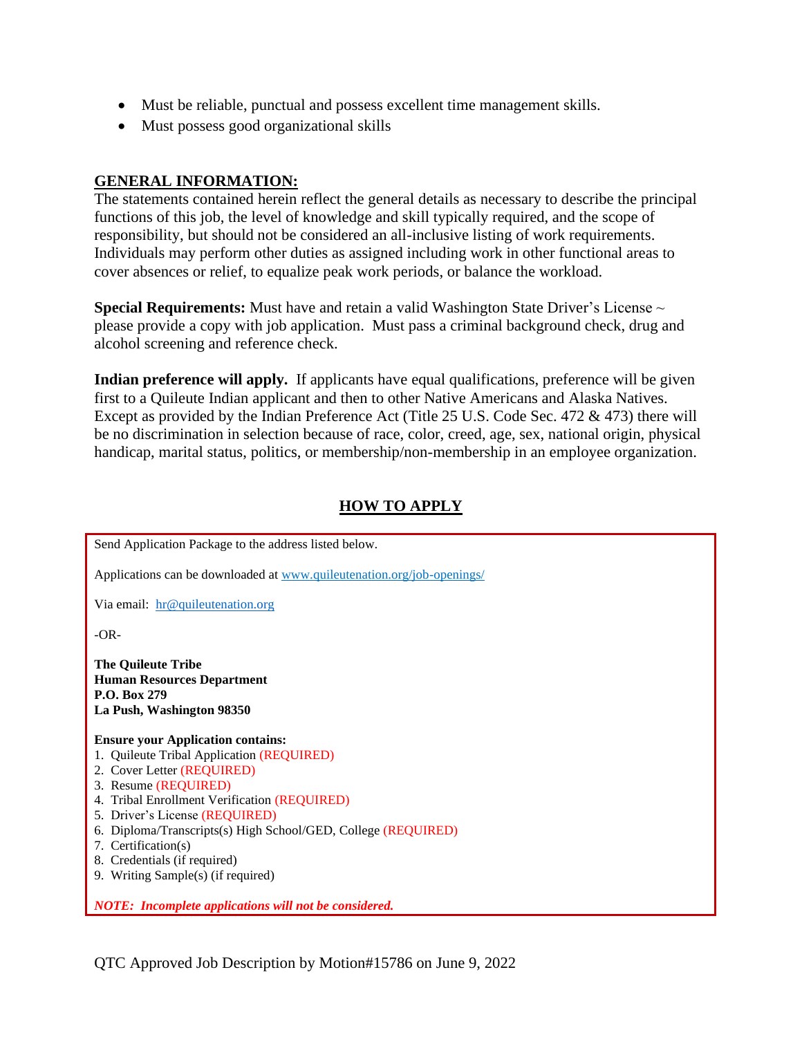- Must be reliable, punctual and possess excellent time management skills.
- Must possess good organizational skills

**GENERAL INFORMATION:**

The statements contained herein reflect the general details as necessary to describe the principal functions of this job, the level of knowledge and skill typically required, and the scope of responsibility, but should not be considered an all-inclusive listing of work requirements. Individuals may perform other duties as assigned including work in other functional areas to cover absences or relief, to equalize peak work periods, or balance the workload.

**Special Requirements:** Must have and retain a valid Washington State Driver's License ~ please provide a copy with job application. Must pass a criminal background check, drug and alcohol screening and reference check.

**Indian preference will apply.** If applicants have equal qualifications, preference will be given first to a Quileute Indian applicant and then to other Native Americans and Alaska Natives. Except as provided by the Indian Preference Act (Title 25 U.S. Code Sec. 472 & 473) there will be no discrimination in selection because of race, color, creed, age, sex, national origin, physical handicap, marital status, politics, or membership/non-membership in an employee organization.

## HOW TO APPLY

Send Application Package to the address listed below.

Applications can be downloaded at www.quileutenation.org/job-openings/

Via email: hr@quileutenation.org

-OR-

**The Quileute Tribe**
**Human Resources Department**
**P.O. Box 279**
**La Push, Washington 98350**

**Ensure your Application contains:**

1. Quileute Tribal Application (REQUIRED)
2. Cover Letter (REQUIRED)
3. Resume (REQUIRED)
4. Tribal Enrollment Verification (REQUIRED)
5. Driver's License (REQUIRED)
6. Diploma/Transcripts(s) High School/GED, College (REQUIRED)
7. Certification(s)
8. Credentials (if required)
9. Writing Sample(s) (if required)

***NOTE: Incomplete applications will not be considered.***

QTC Approved Job Description by Motion#15786 on June 9, 2022